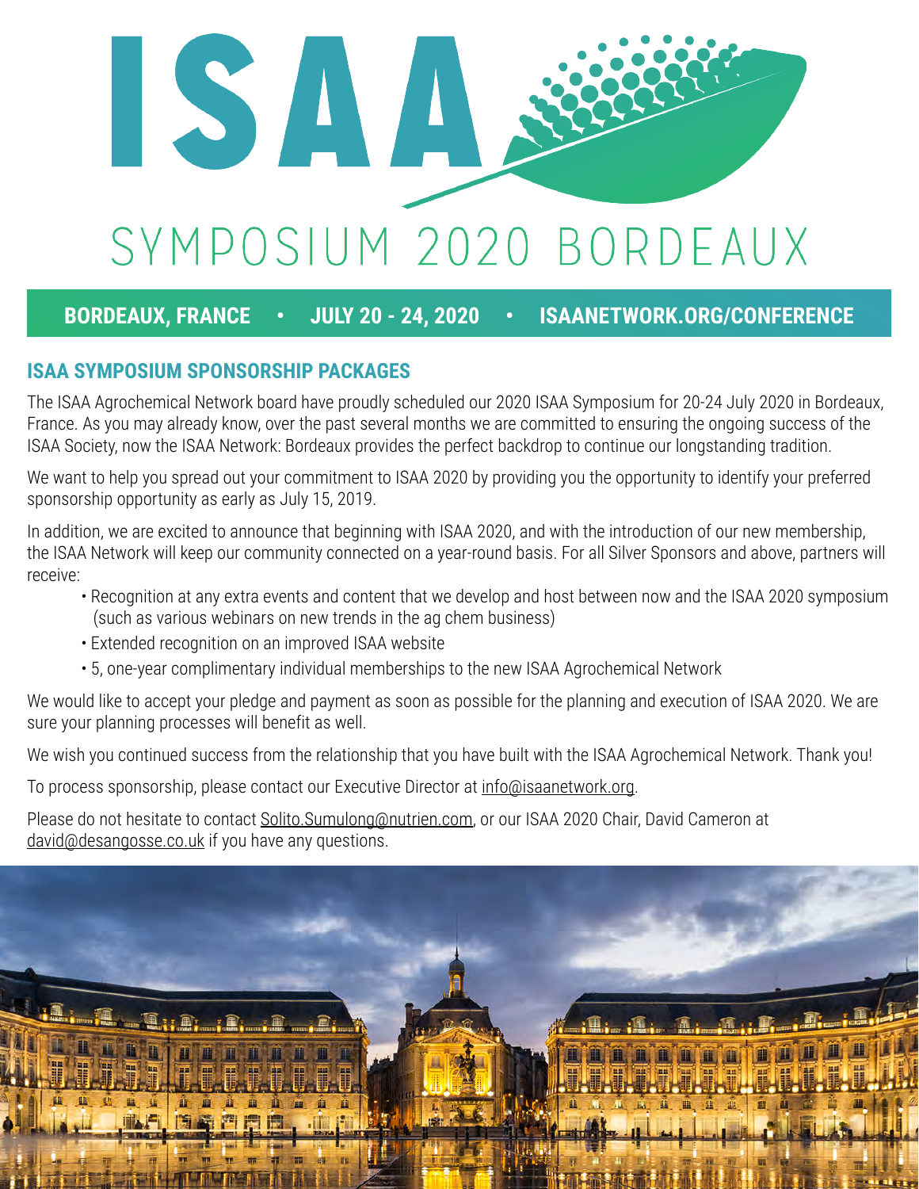# ISAA

## SYMPOSIUM 2020 BORDEAUX

**BORDEAUX, FRANCE • JULY 20 - 24, 2020 • ISAANETWORK.ORG/CONFERENCE**

### ISAA SYMPOSIUM SPONSORSHIP PACKAGES

The ISAA Agrochemical Network board have proudly scheduled our 2020 ISAA Symposium for 20-24 July 2020 in Bordeaux, France. As you may already know, over the past several months we are committed to ensuring the ongoing success of the ISAA Society, now the ISAA Network: Bordeaux provides the perfect backdrop to continue our longstanding tradition.

We want to help you spread out your commitment to ISAA 2020 by providing you the opportunity to identify your preferred sponsorship opportunity as early as July 15, 2019.

In addition, we are excited to announce that beginning with ISAA 2020, and with the introduction of our new membership, the ISAA Network will keep our community connected on a year-round basis. For all Silver Sponsors and above, partners will receive:

- Recognition at any extra events and content that we develop and host between now and the ISAA 2020 symposium (such as various webinars on new trends in the ag chem business)
- Extended recognition on an improved ISAA website
- 5, one-year complimentary individual memberships to the new ISAA Agrochemical Network

We would like to accept your pledge and payment as soon as possible for the planning and execution of ISAA 2020. We are sure your planning processes will benefit as well.

We wish you continued success from the relationship that you have built with the ISAA Agrochemical Network. Thank you!

To process sponsorship, please contact our Executive Director at info@isaanetwork.org.

Please do not hesitate to contact Solito.Sumulong@nutrien.com, or our ISAA 2020 Chair, David Cameron at david@desangosse.co.uk if you have any questions.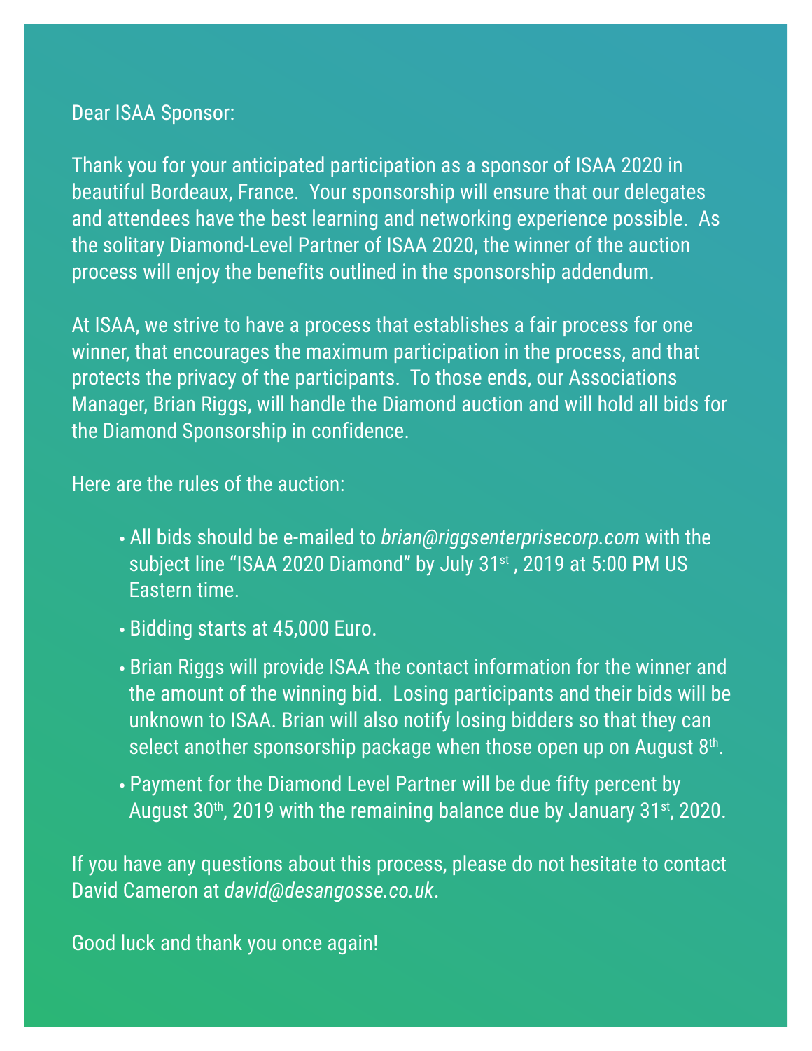Dear ISAA Sponsor:

Thank you for your anticipated participation as a sponsor of ISAA 2020 in beautiful Bordeaux, France. Your sponsorship will ensure that our delegates and attendees have the best learning and networking experience possible. As the solitary Diamond-Level Partner of ISAA 2020, the winner of the auction process will enjoy the benefits outlined in the sponsorship addendum.

At ISAA, we strive to have a process that establishes a fair process for one winner, that encourages the maximum participation in the process, and that protects the privacy of the participants. To those ends, our Associations Manager, Brian Riggs, will handle the Diamond auction and will hold all bids for the Diamond Sponsorship in confidence.

Here are the rules of the auction:

- All bids should be e-mailed to *brian@riggsenterprisecorp.com* with the subject line "ISAA 2020 Diamond" by July 31st , 2019 at 5:00 PM US Eastern time.
- Bidding starts at 45,000 Euro.
- Brian Riggs will provide ISAA the contact information for the winner and the amount of the winning bid. Losing participants and their bids will be unknown to ISAA. Brian will also notify losing bidders so that they can select another sponsorship package when those open up on August 8th.
- Payment for the Diamond Level Partner will be due fifty percent by August 30th, 2019 with the remaining balance due by January 31st, 2020.

If you have any questions about this process, please do not hesitate to contact David Cameron at *david@desangosse.co.uk*.

Good luck and thank you once again!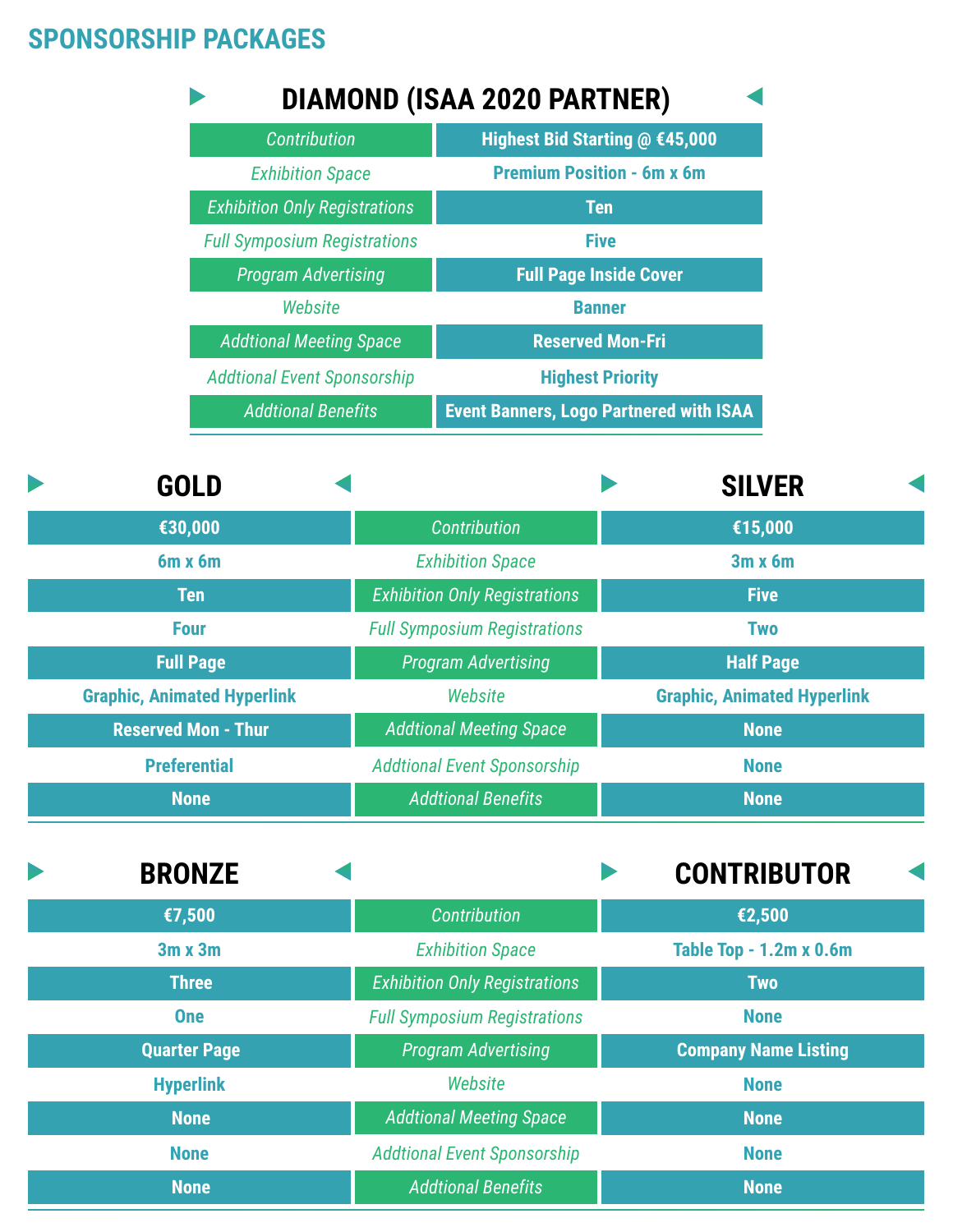# SPONSORSHIP PACKAGES

## DIAMOND (ISAA 2020 PARTNER)

| | |
|---|---|
| *Contribution* | **Highest Bid Starting @ €45,000** |
| *Exhibition Space* | **Premium Position - 6m x 6m** |
| *Exhibition Only Registrations* | **Ten** |
| *Full Symposium Registrations* | **Five** |
| *Program Advertising* | **Full Page Inside Cover** |
| *Website* | **Banner** |
| *Addtional Meeting Space* | **Reserved Mon-Fri** |
| *Addtional Event Sponsorship* | **Highest Priority** |
| *Addtional Benefits* | **Event Banners, Logo Partnered with ISAA** |

## GOLD / SILVER

| GOLD | | SILVER |
|---|---|---|
| **€30,000** | *Contribution* | **€15,000** |
| **6m x 6m** | *Exhibition Space* | **3m x 6m** |
| **Ten** | *Exhibition Only Registrations* | **Five** |
| **Four** | *Full Symposium Registrations* | **Two** |
| **Full Page** | *Program Advertising* | **Half Page** |
| **Graphic, Animated Hyperlink** | *Website* | **Graphic, Animated Hyperlink** |
| **Reserved Mon - Thur** | *Addtional Meeting Space* | **None** |
| **Preferential** | *Addtional Event Sponsorship* | **None** |
| **None** | *Addtional Benefits* | **None** |

## BRONZE / CONTRIBUTOR

| BRONZE | | CONTRIBUTOR |
|---|---|---|
| **€7,500** | *Contribution* | **€2,500** |
| **3m x 3m** | *Exhibition Space* | **Table Top - 1.2m x 0.6m** |
| **Three** | *Exhibition Only Registrations* | **Two** |
| **One** | *Full Symposium Registrations* | **None** |
| **Quarter Page** | *Program Advertising* | **Company Name Listing** |
| **Hyperlink** | *Website* | **None** |
| **None** | *Addtional Meeting Space* | **None** |
| **None** | *Addtional Event Sponsorship* | **None** |
| **None** | *Addtional Benefits* | **None** |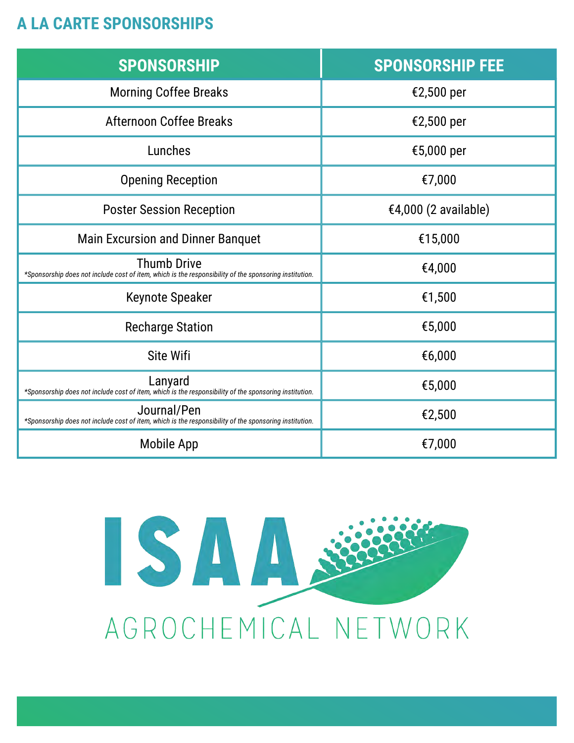## A LA CARTE SPONSORSHIPS

| SPONSORSHIP | SPONSORSHIP FEE |
|---|---|
| Morning Coffee Breaks | €2,500 per |
| Afternoon Coffee Breaks | €2,500 per |
| Lunches | €5,000 per |
| Opening Reception | €7,000 |
| Poster Session Reception | €4,000 (2 available) |
| Main Excursion and Dinner Banquet | €15,000 |
| Thumb Drive<br>*\*Sponsorship does not include cost of item, which is the responsibility of the sponsoring institution.* | €4,000 |
| Keynote Speaker | €1,500 |
| Recharge Station | €5,000 |
| Site Wifi | €6,000 |
| Lanyard<br>*\*Sponsorship does not include cost of item, which is the responsibility of the sponsoring institution.* | €5,000 |
| Journal/Pen<br>*\*Sponsorship does not include cost of item, which is the responsibility of the sponsoring institution.* | €2,500 |
| Mobile App | €7,000 |

ISAA

AGROCHEMICAL NETWORK